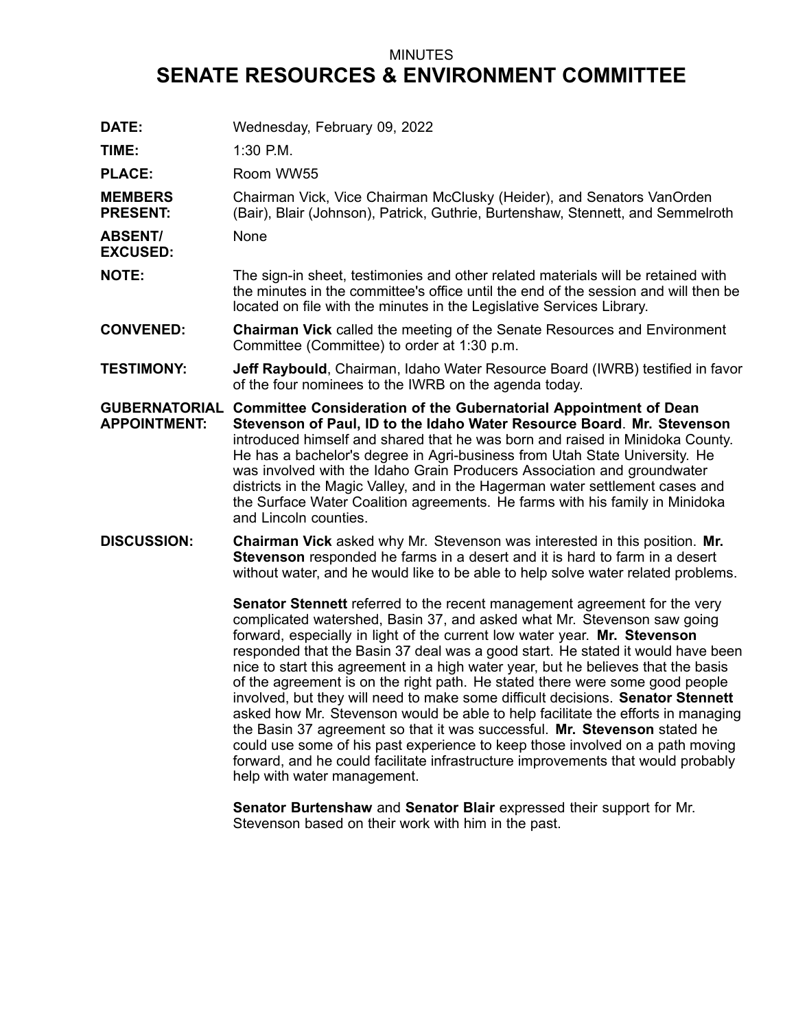MINUTES

# SENATE RESOURCES & ENVIRONMENT COMMITTEE

**DATE:** Wednesday, February 09, 2022

**TIME:** 1:30 P.M.

**PLACE:** Room WW55

**MEMBERS PRESENT:** Chairman Vick, Vice Chairman McClusky (Heider), and Senators VanOrden (Bair), Blair (Johnson), Patrick, Guthrie, Burtenshaw, Stennett, and Semmelroth

**ABSENT/ EXCUSED:** None

**NOTE:** The sign-in sheet, testimonies and other related materials will be retained with the minutes in the committee's office until the end of the session and will then be located on file with the minutes in the Legislative Services Library.

**CONVENED:** **Chairman Vick** called the meeting of the Senate Resources and Environment Committee (Committee) to order at 1:30 p.m.

**TESTIMONY:** **Jeff Raybould**, Chairman, Idaho Water Resource Board (IWRB) testified in favor of the four nominees to the IWRB on the agenda today.

**GUBERNATORIAL APPOINTMENT:** **Committee Consideration of the Gubernatorial Appointment of Dean Stevenson of Paul, ID to the Idaho Water Resource Board**. **Mr. Stevenson** introduced himself and shared that he was born and raised in Minidoka County. He has a bachelor's degree in Agri-business from Utah State University. He was involved with the Idaho Grain Producers Association and groundwater districts in the Magic Valley, and in the Hagerman water settlement cases and the Surface Water Coalition agreements. He farms with his family in Minidoka and Lincoln counties.

**DISCUSSION:** **Chairman Vick** asked why Mr. Stevenson was interested in this position. **Mr. Stevenson** responded he farms in a desert and it is hard to farm in a desert without water, and he would like to be able to help solve water related problems.

**Senator Stennett** referred to the recent management agreement for the very complicated watershed, Basin 37, and asked what Mr. Stevenson saw going forward, especially in light of the current low water year. **Mr. Stevenson** responded that the Basin 37 deal was a good start. He stated it would have been nice to start this agreement in a high water year, but he believes that the basis of the agreement is on the right path. He stated there were some good people involved, but they will need to make some difficult decisions. **Senator Stennett** asked how Mr. Stevenson would be able to help facilitate the efforts in managing the Basin 37 agreement so that it was successful. **Mr. Stevenson** stated he could use some of his past experience to keep those involved on a path moving forward, and he could facilitate infrastructure improvements that would probably help with water management.

**Senator Burtenshaw** and **Senator Blair** expressed their support for Mr. Stevenson based on their work with him in the past.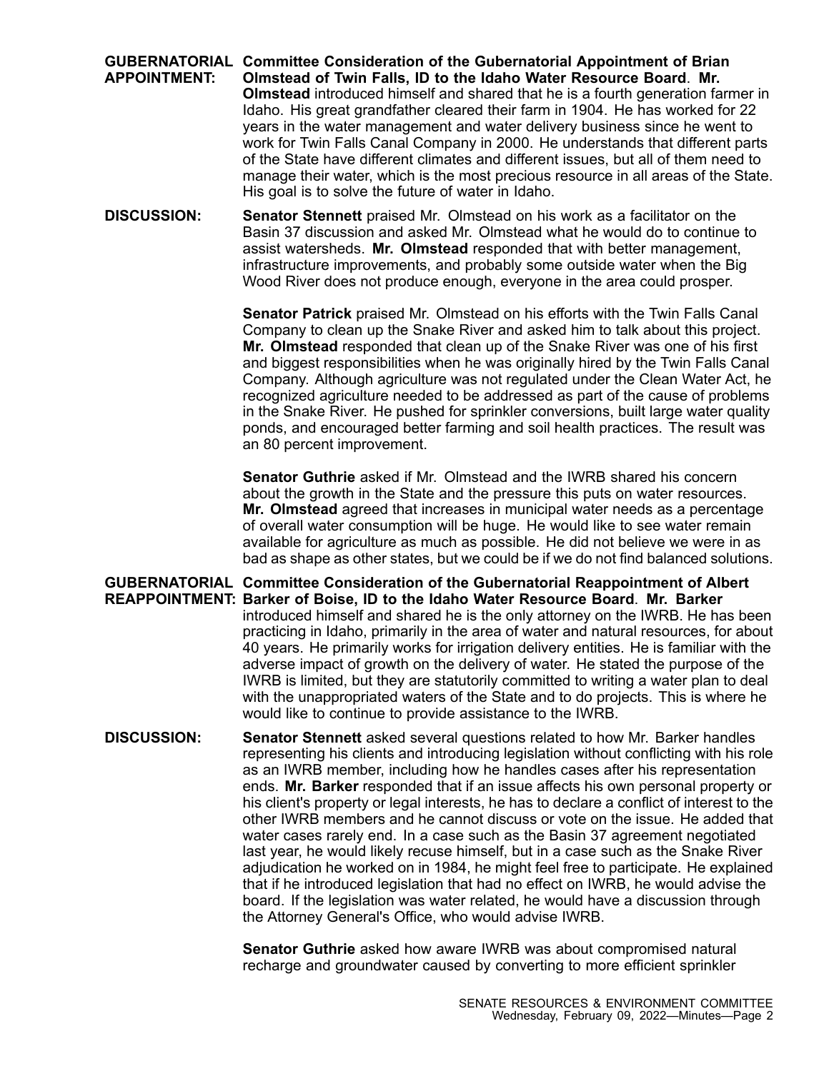**GUBERNATORIAL APPOINTMENT:** **Committee Consideration of the Gubernatorial Appointment of Brian Olmstead of Twin Falls, ID to the Idaho Water Resource Board**. **Mr. Olmstead** introduced himself and shared that he is a fourth generation farmer in Idaho. His great grandfather cleared their farm in 1904. He has worked for 22 years in the water management and water delivery business since he went to work for Twin Falls Canal Company in 2000. He understands that different parts of the State have different climates and different issues, but all of them need to manage their water, which is the most precious resource in all areas of the State. His goal is to solve the future of water in Idaho.

**DISCUSSION:** **Senator Stennett** praised Mr. Olmstead on his work as a facilitator on the Basin 37 discussion and asked Mr. Olmstead what he would do to continue to assist watersheds. **Mr. Olmstead** responded that with better management, infrastructure improvements, and probably some outside water when the Big Wood River does not produce enough, everyone in the area could prosper.

**Senator Patrick** praised Mr. Olmstead on his efforts with the Twin Falls Canal Company to clean up the Snake River and asked him to talk about this project. **Mr. Olmstead** responded that clean up of the Snake River was one of his first and biggest responsibilities when he was originally hired by the Twin Falls Canal Company. Although agriculture was not regulated under the Clean Water Act, he recognized agriculture needed to be addressed as part of the cause of problems in the Snake River. He pushed for sprinkler conversions, built large water quality ponds, and encouraged better farming and soil health practices. The result was an 80 percent improvement.

**Senator Guthrie** asked if Mr. Olmstead and the IWRB shared his concern about the growth in the State and the pressure this puts on water resources. **Mr. Olmstead** agreed that increases in municipal water needs as a percentage of overall water consumption will be huge. He would like to see water remain available for agriculture as much as possible. He did not believe we were in as bad as shape as other states, but we could be if we do not find balanced solutions.

**GUBERNATORIAL REAPPOINTMENT:** **Committee Consideration of the Gubernatorial Reappointment of Albert Barker of Boise, ID to the Idaho Water Resource Board**. **Mr. Barker** introduced himself and shared he is the only attorney on the IWRB. He has been practicing in Idaho, primarily in the area of water and natural resources, for about 40 years. He primarily works for irrigation delivery entities. He is familiar with the adverse impact of growth on the delivery of water. He stated the purpose of the IWRB is limited, but they are statutorily committed to writing a water plan to deal with the unappropriated waters of the State and to do projects. This is where he would like to continue to provide assistance to the IWRB.

**DISCUSSION:** **Senator Stennett** asked several questions related to how Mr. Barker handles representing his clients and introducing legislation without conflicting with his role as an IWRB member, including how he handles cases after his representation ends. **Mr. Barker** responded that if an issue affects his own personal property or his client's property or legal interests, he has to declare a conflict of interest to the other IWRB members and he cannot discuss or vote on the issue. He added that water cases rarely end. In a case such as the Basin 37 agreement negotiated last year, he would likely recuse himself, but in a case such as the Snake River adjudication he worked on in 1984, he might feel free to participate. He explained that if he introduced legislation that had no effect on IWRB, he would advise the board. If the legislation was water related, he would have a discussion through the Attorney General's Office, who would advise IWRB.

**Senator Guthrie** asked how aware IWRB was about compromised natural recharge and groundwater caused by converting to more efficient sprinkler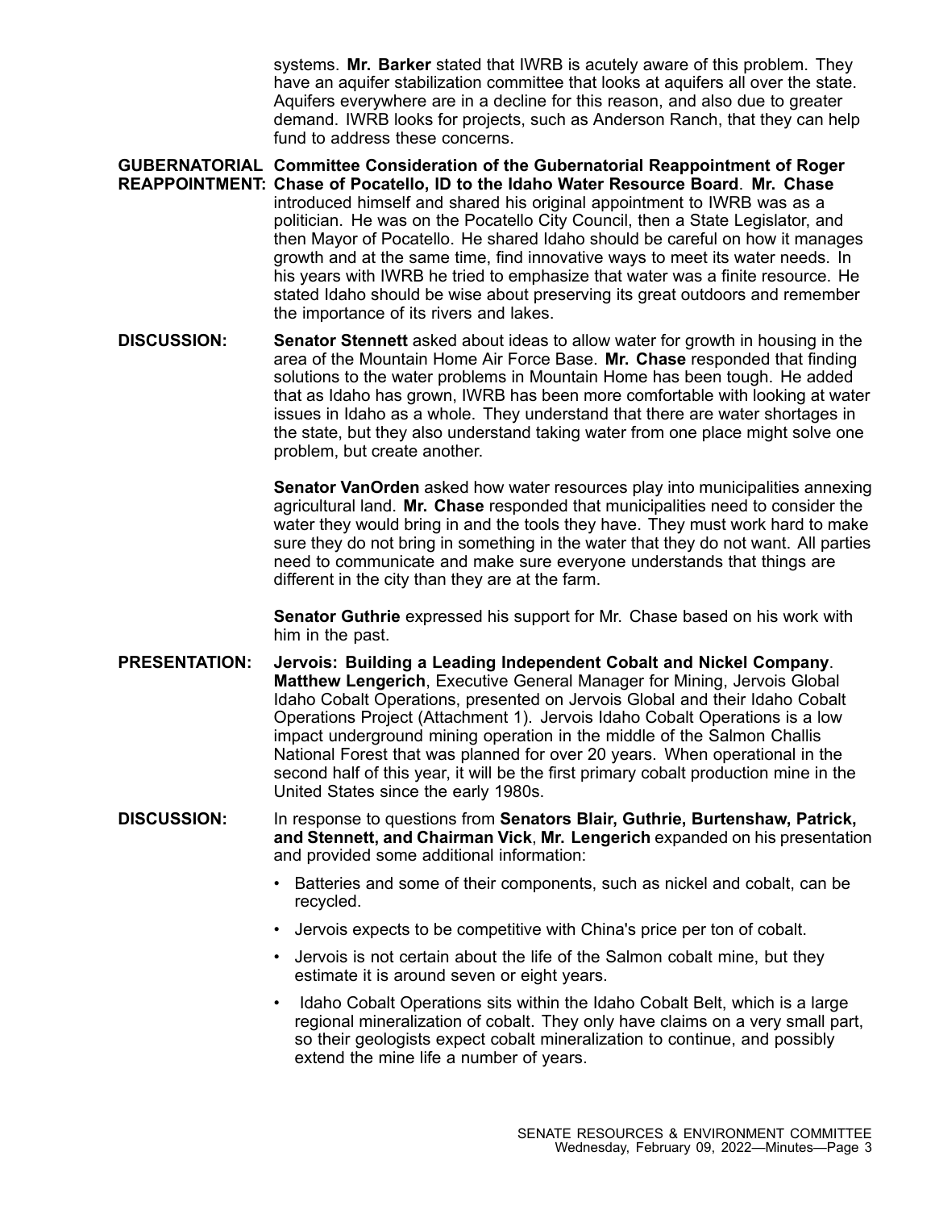systems. **Mr. Barker** stated that IWRB is acutely aware of this problem. They have an aquifer stabilization committee that looks at aquifers all over the state. Aquifers everywhere are in a decline for this reason, and also due to greater demand. IWRB looks for projects, such as Anderson Ranch, that they can help fund to address these concerns.

**GUBERNATORIAL REAPPOINTMENT:** **Committee Consideration of the Gubernatorial Reappointment of Roger Chase of Pocatello, ID to the Idaho Water Resource Board**. **Mr. Chase** introduced himself and shared his original appointment to IWRB was as a politician. He was on the Pocatello City Council, then a State Legislator, and then Mayor of Pocatello. He shared Idaho should be careful on how it manages growth and at the same time, find innovative ways to meet its water needs. In his years with IWRB he tried to emphasize that water was a finite resource. He stated Idaho should be wise about preserving its great outdoors and remember the importance of its rivers and lakes.

**DISCUSSION:** **Senator Stennett** asked about ideas to allow water for growth in housing in the area of the Mountain Home Air Force Base. **Mr. Chase** responded that finding solutions to the water problems in Mountain Home has been tough. He added that as Idaho has grown, IWRB has been more comfortable with looking at water issues in Idaho as a whole. They understand that there are water shortages in the state, but they also understand taking water from one place might solve one problem, but create another.

**Senator VanOrden** asked how water resources play into municipalities annexing agricultural land. **Mr. Chase** responded that municipalities need to consider the water they would bring in and the tools they have. They must work hard to make sure they do not bring in something in the water that they do not want. All parties need to communicate and make sure everyone understands that things are different in the city than they are at the farm.

**Senator Guthrie** expressed his support for Mr. Chase based on his work with him in the past.

**PRESENTATION:** **Jervois: Building a Leading Independent Cobalt and Nickel Company**. **Matthew Lengerich**, Executive General Manager for Mining, Jervois Global Idaho Cobalt Operations, presented on Jervois Global and their Idaho Cobalt Operations Project (Attachment 1). Jervois Idaho Cobalt Operations is a low impact underground mining operation in the middle of the Salmon Challis National Forest that was planned for over 20 years. When operational in the second half of this year, it will be the first primary cobalt production mine in the United States since the early 1980s.

**DISCUSSION:** In response to questions from **Senators Blair, Guthrie, Burtenshaw, Patrick, and Stennett, and Chairman Vick**, **Mr. Lengerich** expanded on his presentation and provided some additional information:

- Batteries and some of their components, such as nickel and cobalt, can be recycled.
- Jervois expects to be competitive with China's price per ton of cobalt.
- Jervois is not certain about the life of the Salmon cobalt mine, but they estimate it is around seven or eight years.
- Idaho Cobalt Operations sits within the Idaho Cobalt Belt, which is a large regional mineralization of cobalt. They only have claims on a very small part, so their geologists expect cobalt mineralization to continue, and possibly extend the mine life a number of years.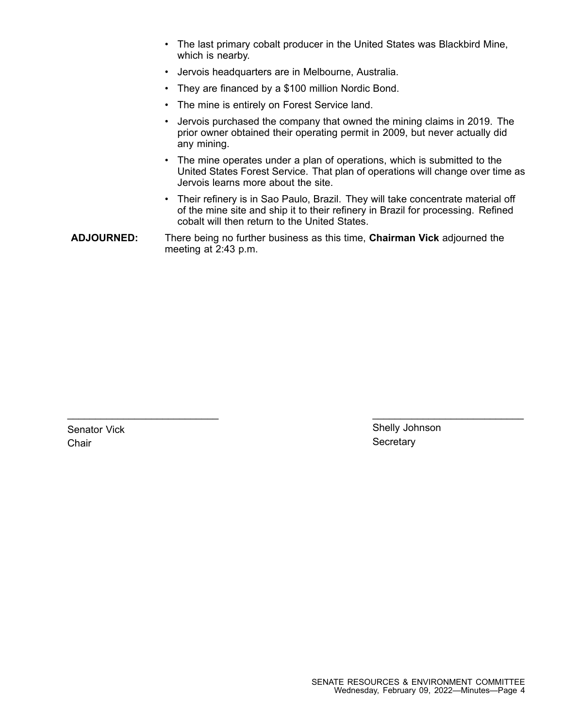- The last primary cobalt producer in the United States was Blackbird Mine, which is nearby.
- Jervois headquarters are in Melbourne, Australia.
- They are financed by a $100 million Nordic Bond.
- The mine is entirely on Forest Service land.
- Jervois purchased the company that owned the mining claims in 2019. The prior owner obtained their operating permit in 2009, but never actually did any mining.
- The mine operates under a plan of operations, which is submitted to the United States Forest Service. That plan of operations will change over time as Jervois learns more about the site.
- Their refinery is in Sao Paulo, Brazil. They will take concentrate material off of the mine site and ship it to their refinery in Brazil for processing. Refined cobalt will then return to the United States.

**ADJOURNED:** There being no further business as this time, **Chairman Vick** adjourned the meeting at 2:43 p.m.

___________________________

Senator Vick
Chair

___________________________

Shelly Johnson
Secretary